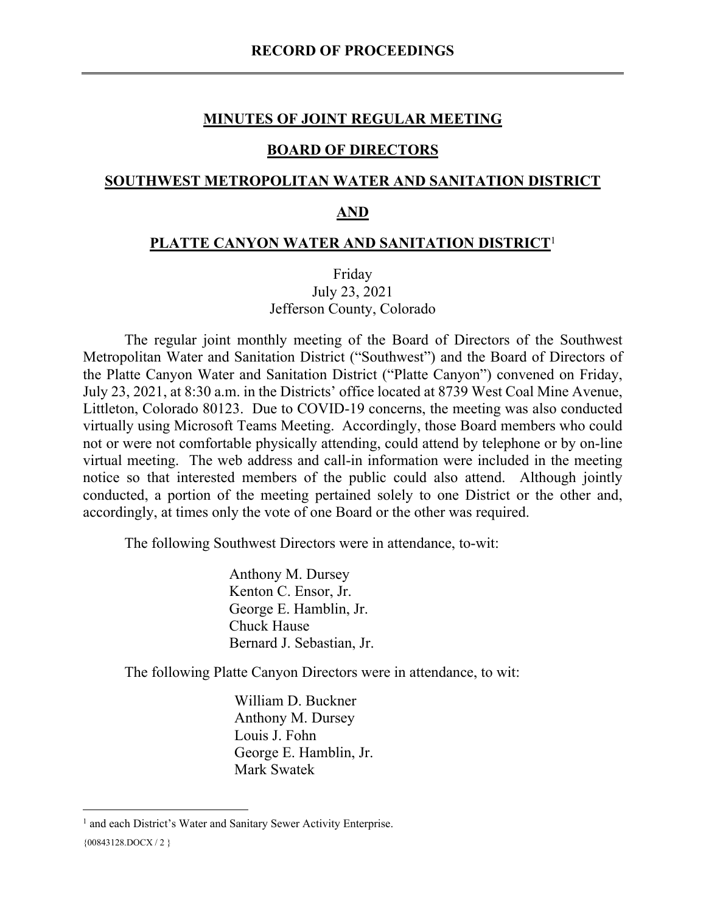# RECORD OF PROCEEDINGS

## MINUTES OF JOINT REGULAR MEETING

## BOARD OF DIRECTORS

## SOUTHWEST METROPOLITAN WATER AND SANITATION DISTRICT

## AND

## PLATTE CANYON WATER AND SANITATION DISTRICT[1]

Friday
July 23, 2021
Jefferson County, Colorado

The regular joint monthly meeting of the Board of Directors of the Southwest Metropolitan Water and Sanitation District ("Southwest") and the Board of Directors of the Platte Canyon Water and Sanitation District ("Platte Canyon") convened on Friday, July 23, 2021, at 8:30 a.m. in the Districts' office located at 8739 West Coal Mine Avenue, Littleton, Colorado 80123. Due to COVID-19 concerns, the meeting was also conducted virtually using Microsoft Teams Meeting. Accordingly, those Board members who could not or were not comfortable physically attending, could attend by telephone or by on-line virtual meeting. The web address and call-in information were included in the meeting notice so that interested members of the public could also attend. Although jointly conducted, a portion of the meeting pertained solely to one District or the other and, accordingly, at times only the vote of one Board or the other was required.

The following Southwest Directors were in attendance, to-wit:

Anthony M. Dursey
Kenton C. Ensor, Jr.
George E. Hamblin, Jr.
Chuck Hause
Bernard J. Sebastian, Jr.

The following Platte Canyon Directors were in attendance, to wit:

William D. Buckner
Anthony M. Dursey
Louis J. Fohn
George E. Hamblin, Jr.
Mark Swatek

---

[1] and each District's Water and Sanitary Sewer Activity Enterprise.

{00843128.DOCX / 2 }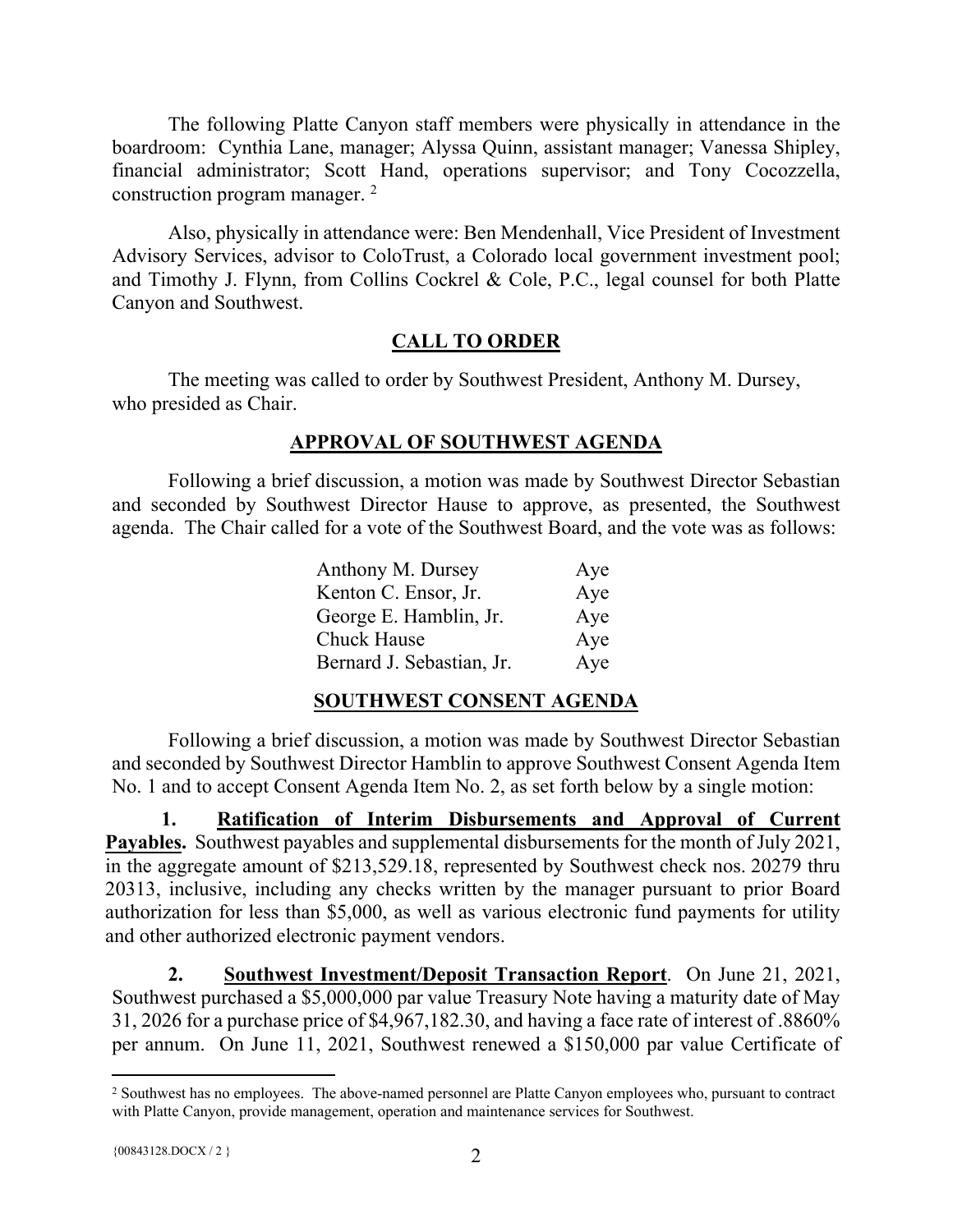The following Platte Canyon staff members were physically in attendance in the boardroom: Cynthia Lane, manager; Alyssa Quinn, assistant manager; Vanessa Shipley, financial administrator; Scott Hand, operations supervisor; and Tony Cocozzella, construction program manager. [2]

Also, physically in attendance were: Ben Mendenhall, Vice President of Investment Advisory Services, advisor to ColoTrust, a Colorado local government investment pool; and Timothy J. Flynn, from Collins Cockrel & Cole, P.C., legal counsel for both Platte Canyon and Southwest.

## CALL TO ORDER

The meeting was called to order by Southwest President, Anthony M. Dursey, who presided as Chair.

## APPROVAL OF SOUTHWEST AGENDA

Following a brief discussion, a motion was made by Southwest Director Sebastian and seconded by Southwest Director Hause to approve, as presented, the Southwest agenda. The Chair called for a vote of the Southwest Board, and the vote was as follows:

| | |
|---|---|
| Anthony M. Dursey | Aye |
| Kenton C. Ensor, Jr. | Aye |
| George E. Hamblin, Jr. | Aye |
| Chuck Hause | Aye |
| Bernard J. Sebastian, Jr. | Aye |

## SOUTHWEST CONSENT AGENDA

Following a brief discussion, a motion was made by Southwest Director Sebastian and seconded by Southwest Director Hamblin to approve Southwest Consent Agenda Item No. 1 and to accept Consent Agenda Item No. 2, as set forth below by a single motion:

**1. Ratification of Interim Disbursements and Approval of Current Payables.** Southwest payables and supplemental disbursements for the month of July 2021, in the aggregate amount of $213,529.18, represented by Southwest check nos. 20279 thru 20313, inclusive, including any checks written by the manager pursuant to prior Board authorization for less than $5,000, as well as various electronic fund payments for utility and other authorized electronic payment vendors.

**2. Southwest Investment/Deposit Transaction Report**. On June 21, 2021, Southwest purchased a $5,000,000 par value Treasury Note having a maturity date of May 31, 2026 for a purchase price of $4,967,182.30, and having a face rate of interest of .8860% per annum. On June 11, 2021, Southwest renewed a $150,000 par value Certificate of

---

[2] Southwest has no employees. The above-named personnel are Platte Canyon employees who, pursuant to contract with Platte Canyon, provide management, operation and maintenance services for Southwest.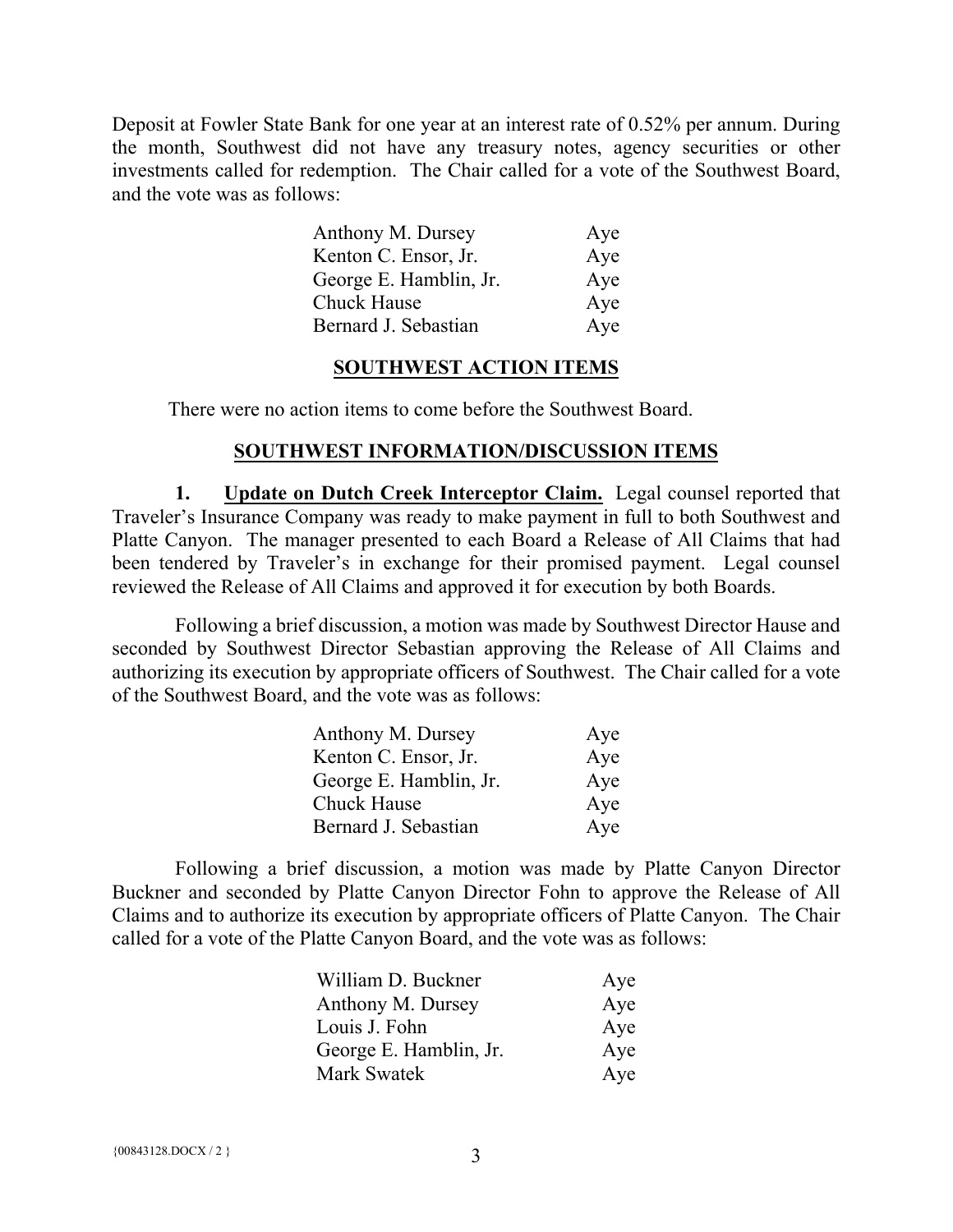Deposit at Fowler State Bank for one year at an interest rate of 0.52% per annum. During the month, Southwest did not have any treasury notes, agency securities or other investments called for redemption. The Chair called for a vote of the Southwest Board, and the vote was as follows:

| | |
|---|---|
| Anthony M. Dursey | Aye |
| Kenton C. Ensor, Jr. | Aye |
| George E. Hamblin, Jr. | Aye |
| Chuck Hause | Aye |
| Bernard J. Sebastian | Aye |

## SOUTHWEST ACTION ITEMS

There were no action items to come before the Southwest Board.

## SOUTHWEST INFORMATION/DISCUSSION ITEMS

**1. Update on Dutch Creek Interceptor Claim.** Legal counsel reported that Traveler's Insurance Company was ready to make payment in full to both Southwest and Platte Canyon. The manager presented to each Board a Release of All Claims that had been tendered by Traveler's in exchange for their promised payment. Legal counsel reviewed the Release of All Claims and approved it for execution by both Boards.

Following a brief discussion, a motion was made by Southwest Director Hause and seconded by Southwest Director Sebastian approving the Release of All Claims and authorizing its execution by appropriate officers of Southwest. The Chair called for a vote of the Southwest Board, and the vote was as follows:

| | |
|---|---|
| Anthony M. Dursey | Aye |
| Kenton C. Ensor, Jr. | Aye |
| George E. Hamblin, Jr. | Aye |
| Chuck Hause | Aye |
| Bernard J. Sebastian | Aye |

Following a brief discussion, a motion was made by Platte Canyon Director Buckner and seconded by Platte Canyon Director Fohn to approve the Release of All Claims and to authorize its execution by appropriate officers of Platte Canyon. The Chair called for a vote of the Platte Canyon Board, and the vote was as follows:

| | |
|---|---|
| William D. Buckner | Aye |
| Anthony M. Dursey | Aye |
| Louis J. Fohn | Aye |
| George E. Hamblin, Jr. | Aye |
| Mark Swatek | Aye |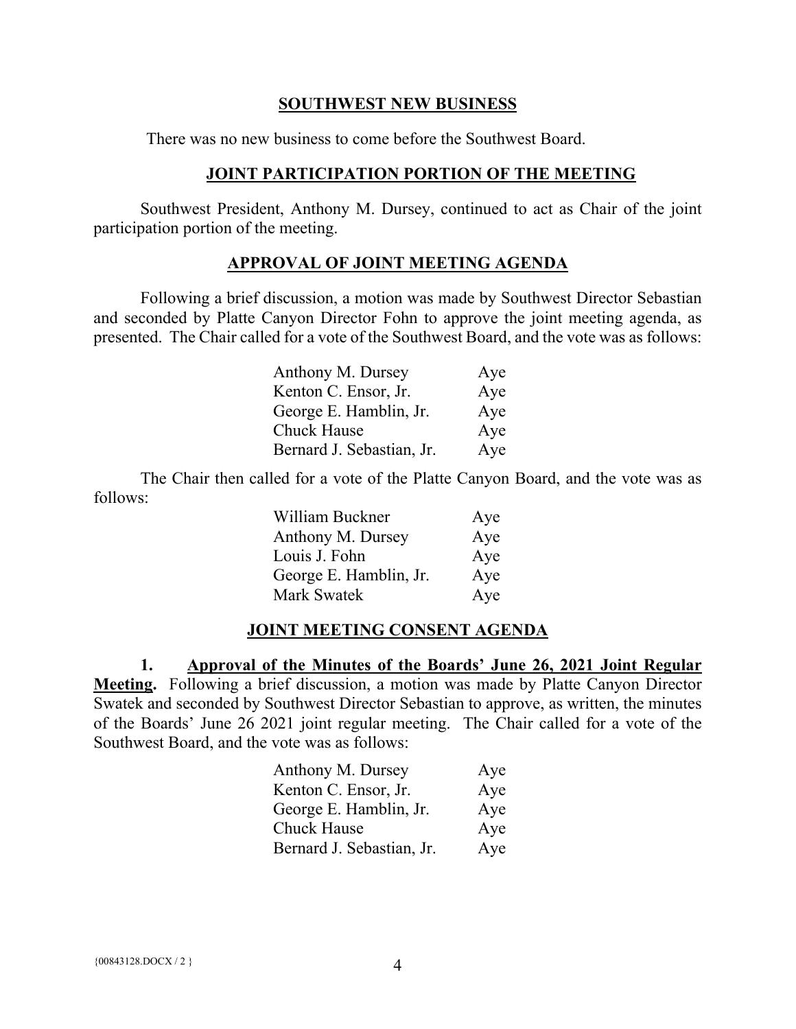## SOUTHWEST NEW BUSINESS

There was no new business to come before the Southwest Board.

## JOINT PARTICIPATION PORTION OF THE MEETING

Southwest President, Anthony M. Dursey, continued to act as Chair of the joint participation portion of the meeting.

## APPROVAL OF JOINT MEETING AGENDA

Following a brief discussion, a motion was made by Southwest Director Sebastian and seconded by Platte Canyon Director Fohn to approve the joint meeting agenda, as presented. The Chair called for a vote of the Southwest Board, and the vote was as follows:

| | |
|---|---|
| Anthony M. Dursey | Aye |
| Kenton C. Ensor, Jr. | Aye |
| George E. Hamblin, Jr. | Aye |
| Chuck Hause | Aye |
| Bernard J. Sebastian, Jr. | Aye |

The Chair then called for a vote of the Platte Canyon Board, and the vote was as follows:

| | |
|---|---|
| William Buckner | Aye |
| Anthony M. Dursey | Aye |
| Louis J. Fohn | Aye |
| George E. Hamblin, Jr. | Aye |
| Mark Swatek | Aye |

## JOINT MEETING CONSENT AGENDA

**1. Approval of the Minutes of the Boards' June 26, 2021 Joint Regular Meeting.** Following a brief discussion, a motion was made by Platte Canyon Director Swatek and seconded by Southwest Director Sebastian to approve, as written, the minutes of the Boards' June 26 2021 joint regular meeting. The Chair called for a vote of the Southwest Board, and the vote was as follows:

| | |
|---|---|
| Anthony M. Dursey | Aye |
| Kenton C. Ensor, Jr. | Aye |
| George E. Hamblin, Jr. | Aye |
| Chuck Hause | Aye |
| Bernard J. Sebastian, Jr. | Aye |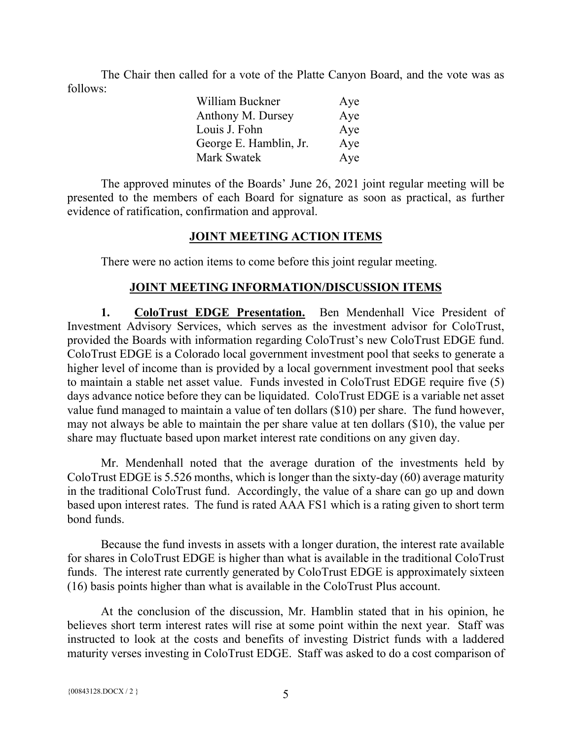The Chair then called for a vote of the Platte Canyon Board, and the vote was as follows:

| | |
|---|---|
| William Buckner | Aye |
| Anthony M. Dursey | Aye |
| Louis J. Fohn | Aye |
| George E. Hamblin, Jr. | Aye |
| Mark Swatek | Aye |

The approved minutes of the Boards' June 26, 2021 joint regular meeting will be presented to the members of each Board for signature as soon as practical, as further evidence of ratification, confirmation and approval.

## JOINT MEETING ACTION ITEMS

There were no action items to come before this joint regular meeting.

## JOINT MEETING INFORMATION/DISCUSSION ITEMS

**1. ColoTrust EDGE Presentation.** Ben Mendenhall Vice President of Investment Advisory Services, which serves as the investment advisor for ColoTrust, provided the Boards with information regarding ColoTrust's new ColoTrust EDGE fund. ColoTrust EDGE is a Colorado local government investment pool that seeks to generate a higher level of income than is provided by a local government investment pool that seeks to maintain a stable net asset value. Funds invested in ColoTrust EDGE require five (5) days advance notice before they can be liquidated. ColoTrust EDGE is a variable net asset value fund managed to maintain a value of ten dollars ($10) per share. The fund however, may not always be able to maintain the per share value at ten dollars ($10), the value per share may fluctuate based upon market interest rate conditions on any given day.

Mr. Mendenhall noted that the average duration of the investments held by ColoTrust EDGE is 5.526 months, which is longer than the sixty-day (60) average maturity in the traditional ColoTrust fund. Accordingly, the value of a share can go up and down based upon interest rates. The fund is rated AAA FS1 which is a rating given to short term bond funds.

Because the fund invests in assets with a longer duration, the interest rate available for shares in ColoTrust EDGE is higher than what is available in the traditional ColoTrust funds. The interest rate currently generated by ColoTrust EDGE is approximately sixteen (16) basis points higher than what is available in the ColoTrust Plus account.

At the conclusion of the discussion, Mr. Hamblin stated that in his opinion, he believes short term interest rates will rise at some point within the next year. Staff was instructed to look at the costs and benefits of investing District funds with a laddered maturity verses investing in ColoTrust EDGE. Staff was asked to do a cost comparison of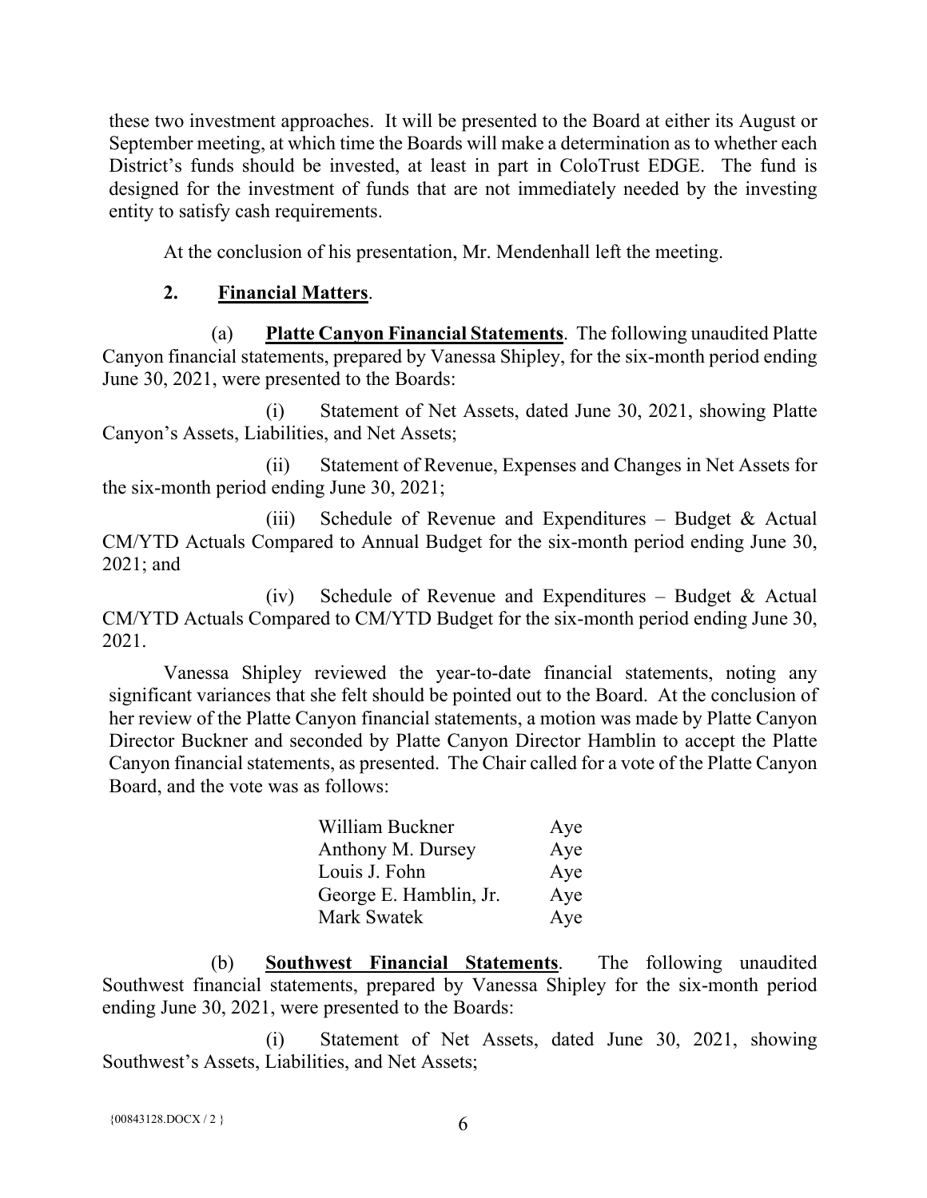these two investment approaches. It will be presented to the Board at either its August or September meeting, at which time the Boards will make a determination as to whether each District's funds should be invested, at least in part in ColoTrust EDGE. The fund is designed for the investment of funds that are not immediately needed by the investing entity to satisfy cash requirements.

At the conclusion of his presentation, Mr. Mendenhall left the meeting.

**2. Financial Matters**.

(a) **Platte Canyon Financial Statements**. The following unaudited Platte Canyon financial statements, prepared by Vanessa Shipley, for the six-month period ending June 30, 2021, were presented to the Boards:

(i) Statement of Net Assets, dated June 30, 2021, showing Platte Canyon's Assets, Liabilities, and Net Assets;

(ii) Statement of Revenue, Expenses and Changes in Net Assets for the six-month period ending June 30, 2021;

(iii) Schedule of Revenue and Expenditures – Budget & Actual CM/YTD Actuals Compared to Annual Budget for the six-month period ending June 30, 2021; and

(iv) Schedule of Revenue and Expenditures – Budget & Actual CM/YTD Actuals Compared to CM/YTD Budget for the six-month period ending June 30, 2021.

Vanessa Shipley reviewed the year-to-date financial statements, noting any significant variances that she felt should be pointed out to the Board. At the conclusion of her review of the Platte Canyon financial statements, a motion was made by Platte Canyon Director Buckner and seconded by Platte Canyon Director Hamblin to accept the Platte Canyon financial statements, as presented. The Chair called for a vote of the Platte Canyon Board, and the vote was as follows:

| | |
|---|---|
| William Buckner | Aye |
| Anthony M. Dursey | Aye |
| Louis J. Fohn | Aye |
| George E. Hamblin, Jr. | Aye |
| Mark Swatek | Aye |

(b) **Southwest Financial Statements**. The following unaudited Southwest financial statements, prepared by Vanessa Shipley for the six-month period ending June 30, 2021, were presented to the Boards:

(i) Statement of Net Assets, dated June 30, 2021, showing Southwest's Assets, Liabilities, and Net Assets;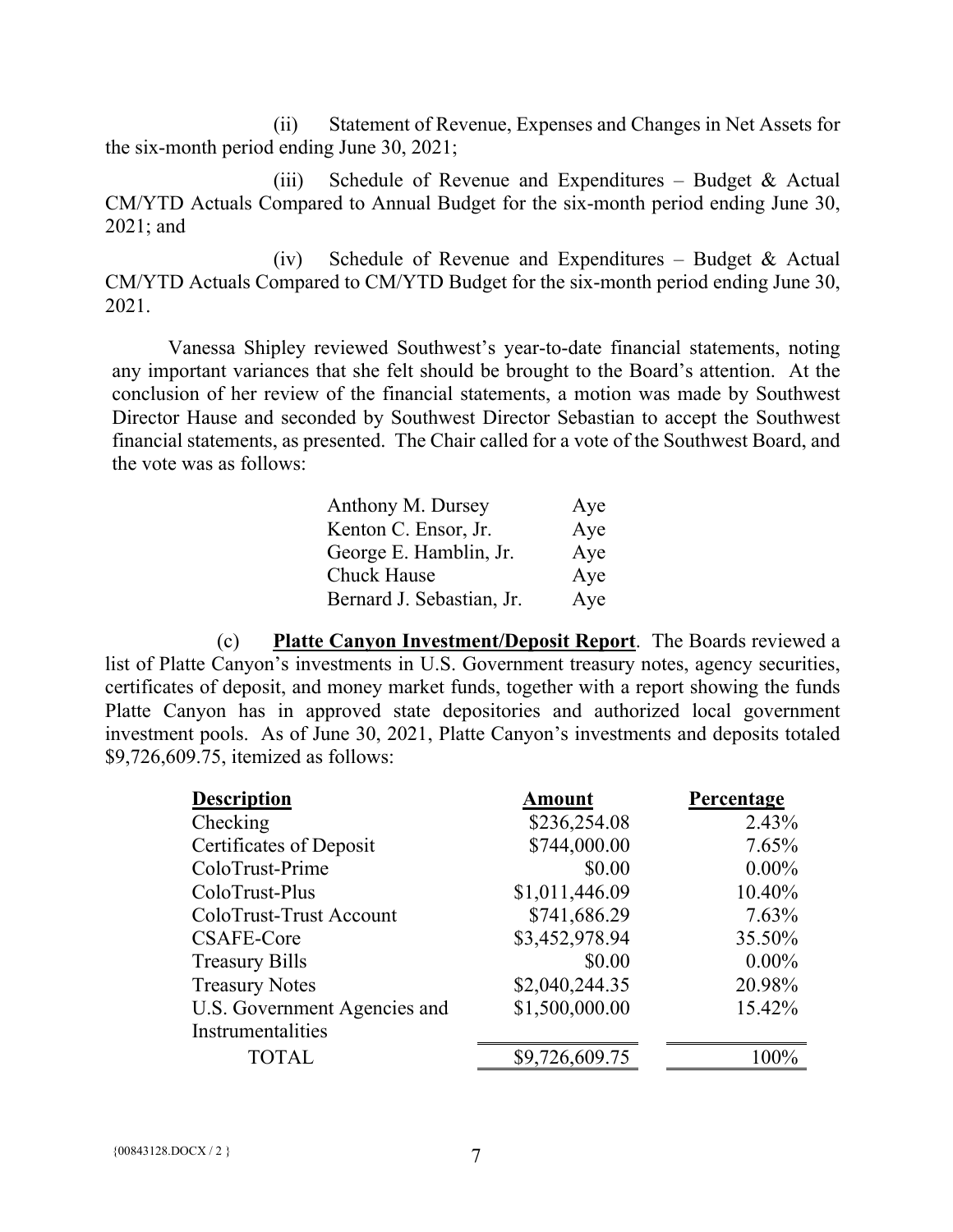(ii) Statement of Revenue, Expenses and Changes in Net Assets for the six-month period ending June 30, 2021;

(iii) Schedule of Revenue and Expenditures – Budget & Actual CM/YTD Actuals Compared to Annual Budget for the six-month period ending June 30, 2021; and

(iv) Schedule of Revenue and Expenditures – Budget & Actual CM/YTD Actuals Compared to CM/YTD Budget for the six-month period ending June 30, 2021.

Vanessa Shipley reviewed Southwest's year-to-date financial statements, noting any important variances that she felt should be brought to the Board's attention. At the conclusion of her review of the financial statements, a motion was made by Southwest Director Hause and seconded by Southwest Director Sebastian to accept the Southwest financial statements, as presented. The Chair called for a vote of the Southwest Board, and the vote was as follows:

| | |
|---|---|
| Anthony M. Dursey | Aye |
| Kenton C. Ensor, Jr. | Aye |
| George E. Hamblin, Jr. | Aye |
| Chuck Hause | Aye |
| Bernard J. Sebastian, Jr. | Aye |

(c) **Platte Canyon Investment/Deposit Report**. The Boards reviewed a list of Platte Canyon's investments in U.S. Government treasury notes, agency securities, certificates of deposit, and money market funds, together with a report showing the funds Platte Canyon has in approved state depositories and authorized local government investment pools. As of June 30, 2021, Platte Canyon's investments and deposits totaled $9,726,609.75, itemized as follows:

| Description | Amount | Percentage |
|---|---|---|
| Checking | $236,254.08 | 2.43% |
| Certificates of Deposit | $744,000.00 | 7.65% |
| ColoTrust-Prime | $0.00 | 0.00% |
| ColoTrust-Plus | $1,011,446.09 | 10.40% |
| ColoTrust-Trust Account | $741,686.29 | 7.63% |
| CSAFE-Core | $3,452,978.94 | 35.50% |
| Treasury Bills | $0.00 | 0.00% |
| Treasury Notes | $2,040,244.35 | 20.98% |
| U.S. Government Agencies and Instrumentalities | $1,500,000.00 | 15.42% |
| TOTAL | $9,726,609.75 | 100% |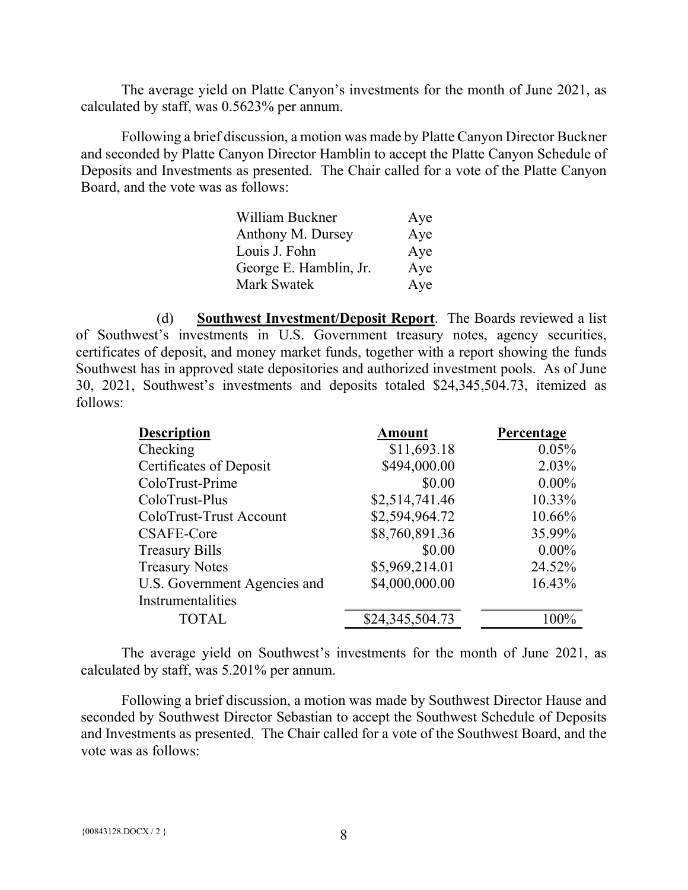The average yield on Platte Canyon's investments for the month of June 2021, as calculated by staff, was 0.5623% per annum.

Following a brief discussion, a motion was made by Platte Canyon Director Buckner and seconded by Platte Canyon Director Hamblin to accept the Platte Canyon Schedule of Deposits and Investments as presented. The Chair called for a vote of the Platte Canyon Board, and the vote was as follows:

| | |
|---|---|
| William Buckner | Aye |
| Anthony M. Dursey | Aye |
| Louis J. Fohn | Aye |
| George E. Hamblin, Jr. | Aye |
| Mark Swatek | Aye |

(d) **Southwest Investment/Deposit Report**. The Boards reviewed a list of Southwest's investments in U.S. Government treasury notes, agency securities, certificates of deposit, and money market funds, together with a report showing the funds Southwest has in approved state depositories and authorized investment pools. As of June 30, 2021, Southwest's investments and deposits totaled $24,345,504.73, itemized as follows:

| Description | Amount | Percentage |
|---|---|---|
| Checking | $11,693.18 | 0.05% |
| Certificates of Deposit | $494,000.00 | 2.03% |
| ColoTrust-Prime | $0.00 | 0.00% |
| ColoTrust-Plus | $2,514,741.46 | 10.33% |
| ColoTrust-Trust Account | $2,594,964.72 | 10.66% |
| CSAFE-Core | $8,760,891.36 | 35.99% |
| Treasury Bills | $0.00 | 0.00% |
| Treasury Notes | $5,969,214.01 | 24.52% |
| U.S. Government Agencies and Instrumentalities | $4,000,000.00 | 16.43% |
| TOTAL | $24,345,504.73 | 100% |

The average yield on Southwest's investments for the month of June 2021, as calculated by staff, was 5.201% per annum.

Following a brief discussion, a motion was made by Southwest Director Hause and seconded by Southwest Director Sebastian to accept the Southwest Schedule of Deposits and Investments as presented. The Chair called for a vote of the Southwest Board, and the vote was as follows: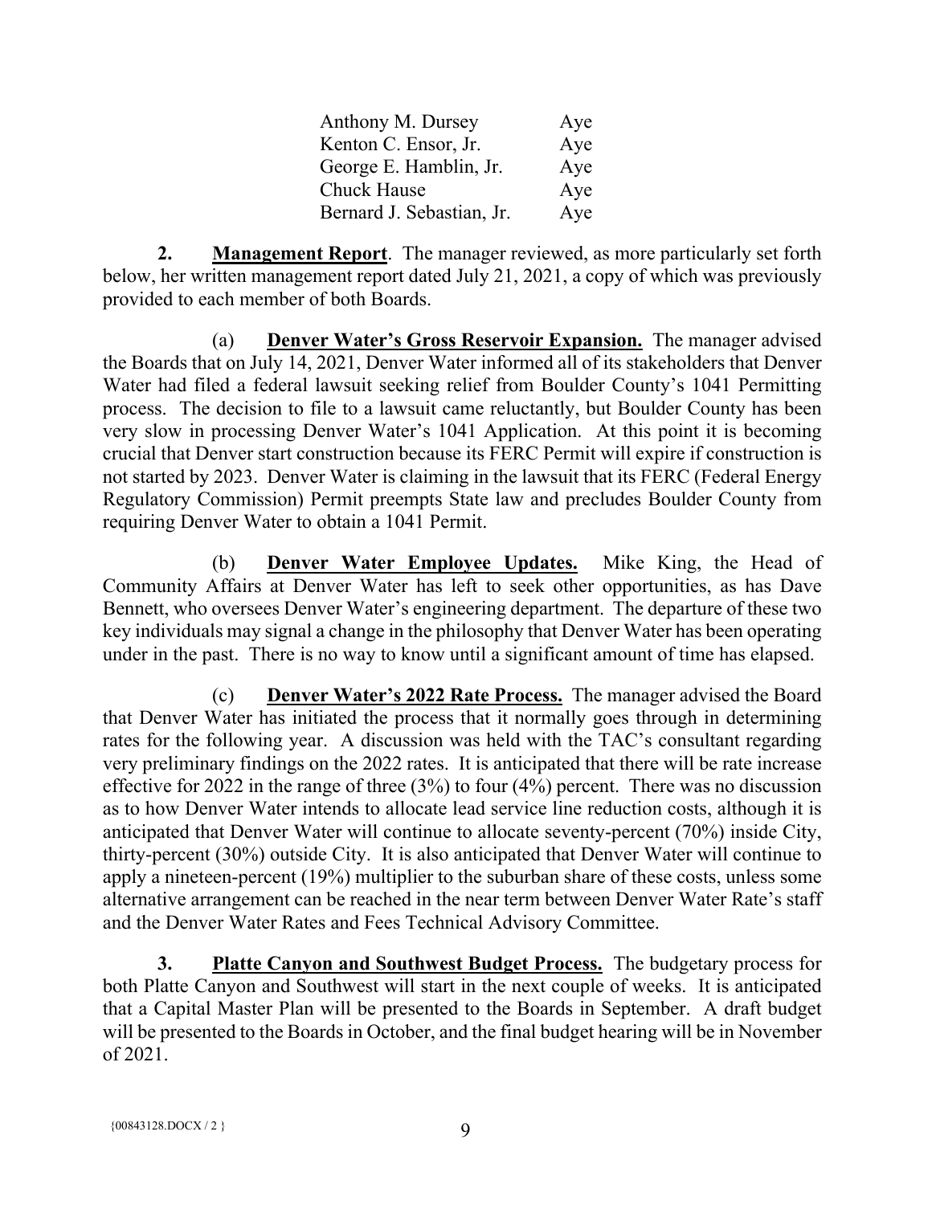| | |
|---|---|
| Anthony M. Dursey | Aye |
| Kenton C. Ensor, Jr. | Aye |
| George E. Hamblin, Jr. | Aye |
| Chuck Hause | Aye |
| Bernard J. Sebastian, Jr. | Aye |

**2. Management Report**. The manager reviewed, as more particularly set forth below, her written management report dated July 21, 2021, a copy of which was previously provided to each member of both Boards.

(a) **Denver Water's Gross Reservoir Expansion.** The manager advised the Boards that on July 14, 2021, Denver Water informed all of its stakeholders that Denver Water had filed a federal lawsuit seeking relief from Boulder County's 1041 Permitting process. The decision to file to a lawsuit came reluctantly, but Boulder County has been very slow in processing Denver Water's 1041 Application. At this point it is becoming crucial that Denver start construction because its FERC Permit will expire if construction is not started by 2023. Denver Water is claiming in the lawsuit that its FERC (Federal Energy Regulatory Commission) Permit preempts State law and precludes Boulder County from requiring Denver Water to obtain a 1041 Permit.

(b) **Denver Water Employee Updates.** Mike King, the Head of Community Affairs at Denver Water has left to seek other opportunities, as has Dave Bennett, who oversees Denver Water's engineering department. The departure of these two key individuals may signal a change in the philosophy that Denver Water has been operating under in the past. There is no way to know until a significant amount of time has elapsed.

(c) **Denver Water's 2022 Rate Process.** The manager advised the Board that Denver Water has initiated the process that it normally goes through in determining rates for the following year. A discussion was held with the TAC's consultant regarding very preliminary findings on the 2022 rates. It is anticipated that there will be rate increase effective for 2022 in the range of three (3%) to four (4%) percent. There was no discussion as to how Denver Water intends to allocate lead service line reduction costs, although it is anticipated that Denver Water will continue to allocate seventy-percent (70%) inside City, thirty-percent (30%) outside City. It is also anticipated that Denver Water will continue to apply a nineteen-percent (19%) multiplier to the suburban share of these costs, unless some alternative arrangement can be reached in the near term between Denver Water Rate's staff and the Denver Water Rates and Fees Technical Advisory Committee.

**3. Platte Canyon and Southwest Budget Process.** The budgetary process for both Platte Canyon and Southwest will start in the next couple of weeks. It is anticipated that a Capital Master Plan will be presented to the Boards in September. A draft budget will be presented to the Boards in October, and the final budget hearing will be in November of 2021.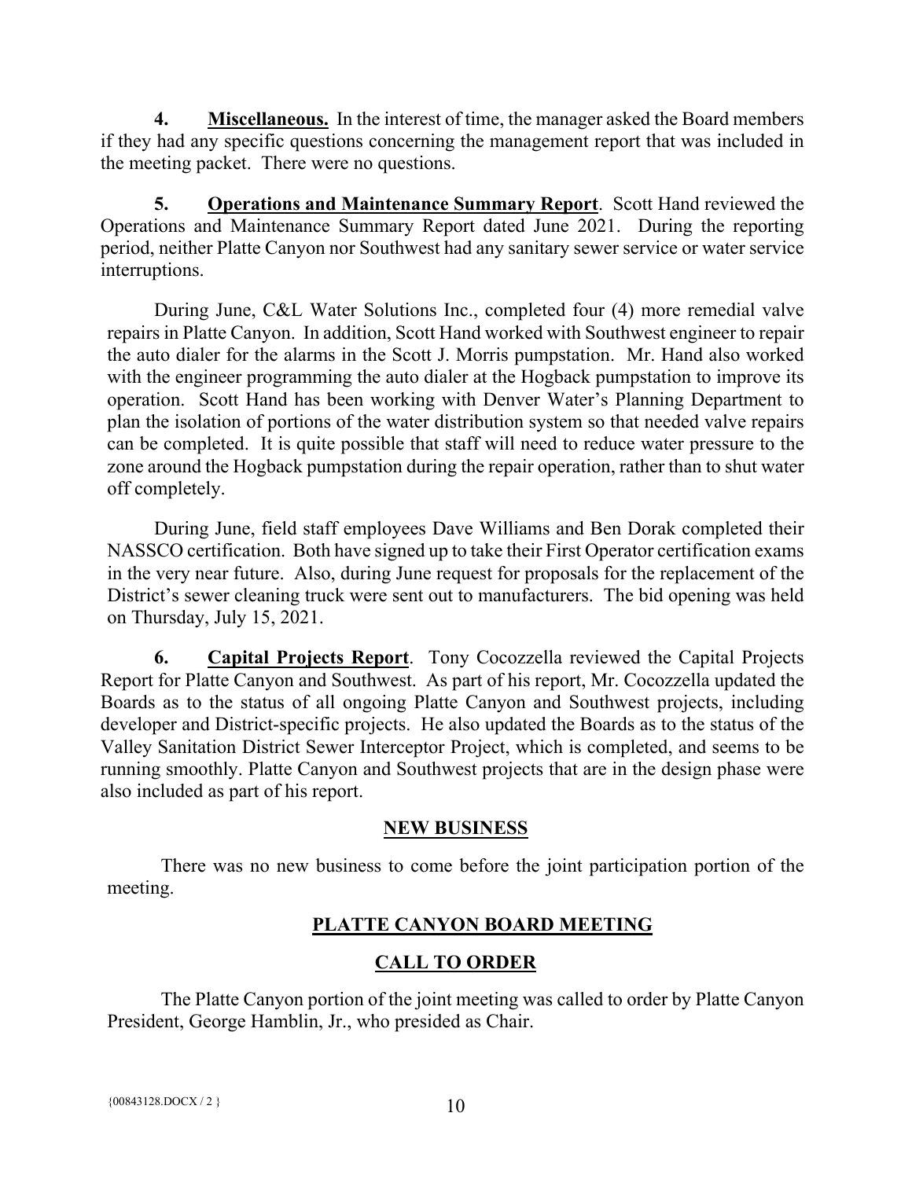**4. Miscellaneous.** In the interest of time, the manager asked the Board members if they had any specific questions concerning the management report that was included in the meeting packet. There were no questions.

**5. Operations and Maintenance Summary Report**. Scott Hand reviewed the Operations and Maintenance Summary Report dated June 2021. During the reporting period, neither Platte Canyon nor Southwest had any sanitary sewer service or water service interruptions.

During June, C&L Water Solutions Inc., completed four (4) more remedial valve repairs in Platte Canyon. In addition, Scott Hand worked with Southwest engineer to repair the auto dialer for the alarms in the Scott J. Morris pumpstation. Mr. Hand also worked with the engineer programming the auto dialer at the Hogback pumpstation to improve its operation. Scott Hand has been working with Denver Water's Planning Department to plan the isolation of portions of the water distribution system so that needed valve repairs can be completed. It is quite possible that staff will need to reduce water pressure to the zone around the Hogback pumpstation during the repair operation, rather than to shut water off completely.

During June, field staff employees Dave Williams and Ben Dorak completed their NASSCO certification. Both have signed up to take their First Operator certification exams in the very near future. Also, during June request for proposals for the replacement of the District's sewer cleaning truck were sent out to manufacturers. The bid opening was held on Thursday, July 15, 2021.

**6. Capital Projects Report**. Tony Cocozzella reviewed the Capital Projects Report for Platte Canyon and Southwest. As part of his report, Mr. Cocozzella updated the Boards as to the status of all ongoing Platte Canyon and Southwest projects, including developer and District-specific projects. He also updated the Boards as to the status of the Valley Sanitation District Sewer Interceptor Project, which is completed, and seems to be running smoothly. Platte Canyon and Southwest projects that are in the design phase were also included as part of his report.

## NEW BUSINESS

There was no new business to come before the joint participation portion of the meeting.

## PLATTE CANYON BOARD MEETING

## CALL TO ORDER

The Platte Canyon portion of the joint meeting was called to order by Platte Canyon President, George Hamblin, Jr., who presided as Chair.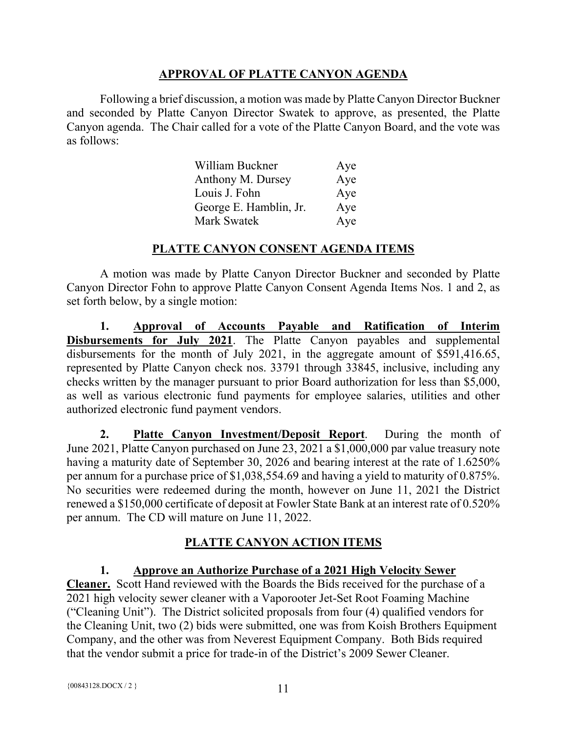## APPROVAL OF PLATTE CANYON AGENDA

Following a brief discussion, a motion was made by Platte Canyon Director Buckner and seconded by Platte Canyon Director Swatek to approve, as presented, the Platte Canyon agenda. The Chair called for a vote of the Platte Canyon Board, and the vote was as follows:

| | |
|---|---|
| William Buckner | Aye |
| Anthony M. Dursey | Aye |
| Louis J. Fohn | Aye |
| George E. Hamblin, Jr. | Aye |
| Mark Swatek | Aye |

## PLATTE CANYON CONSENT AGENDA ITEMS

A motion was made by Platte Canyon Director Buckner and seconded by Platte Canyon Director Fohn to approve Platte Canyon Consent Agenda Items Nos. 1 and 2, as set forth below, by a single motion:

**1. Approval of Accounts Payable and Ratification of Interim Disbursements for July 2021**. The Platte Canyon payables and supplemental disbursements for the month of July 2021, in the aggregate amount of $591,416.65, represented by Platte Canyon check nos. 33791 through 33845, inclusive, including any checks written by the manager pursuant to prior Board authorization for less than $5,000, as well as various electronic fund payments for employee salaries, utilities and other authorized electronic fund payment vendors.

**2. Platte Canyon Investment/Deposit Report**. During the month of June 2021, Platte Canyon purchased on June 23, 2021 a $1,000,000 par value treasury note having a maturity date of September 30, 2026 and bearing interest at the rate of 1.6250% per annum for a purchase price of $1,038,554.69 and having a yield to maturity of 0.875%. No securities were redeemed during the month, however on June 11, 2021 the District renewed a $150,000 certificate of deposit at Fowler State Bank at an interest rate of 0.520% per annum. The CD will mature on June 11, 2022.

## PLATTE CANYON ACTION ITEMS

**1. Approve an Authorize Purchase of a 2021 High Velocity Sewer Cleaner.** Scott Hand reviewed with the Boards the Bids received for the purchase of a 2021 high velocity sewer cleaner with a Vaporooter Jet-Set Root Foaming Machine ("Cleaning Unit"). The District solicited proposals from four (4) qualified vendors for the Cleaning Unit, two (2) bids were submitted, one was from Koish Brothers Equipment Company, and the other was from Neverest Equipment Company. Both Bids required that the vendor submit a price for trade-in of the District's 2009 Sewer Cleaner.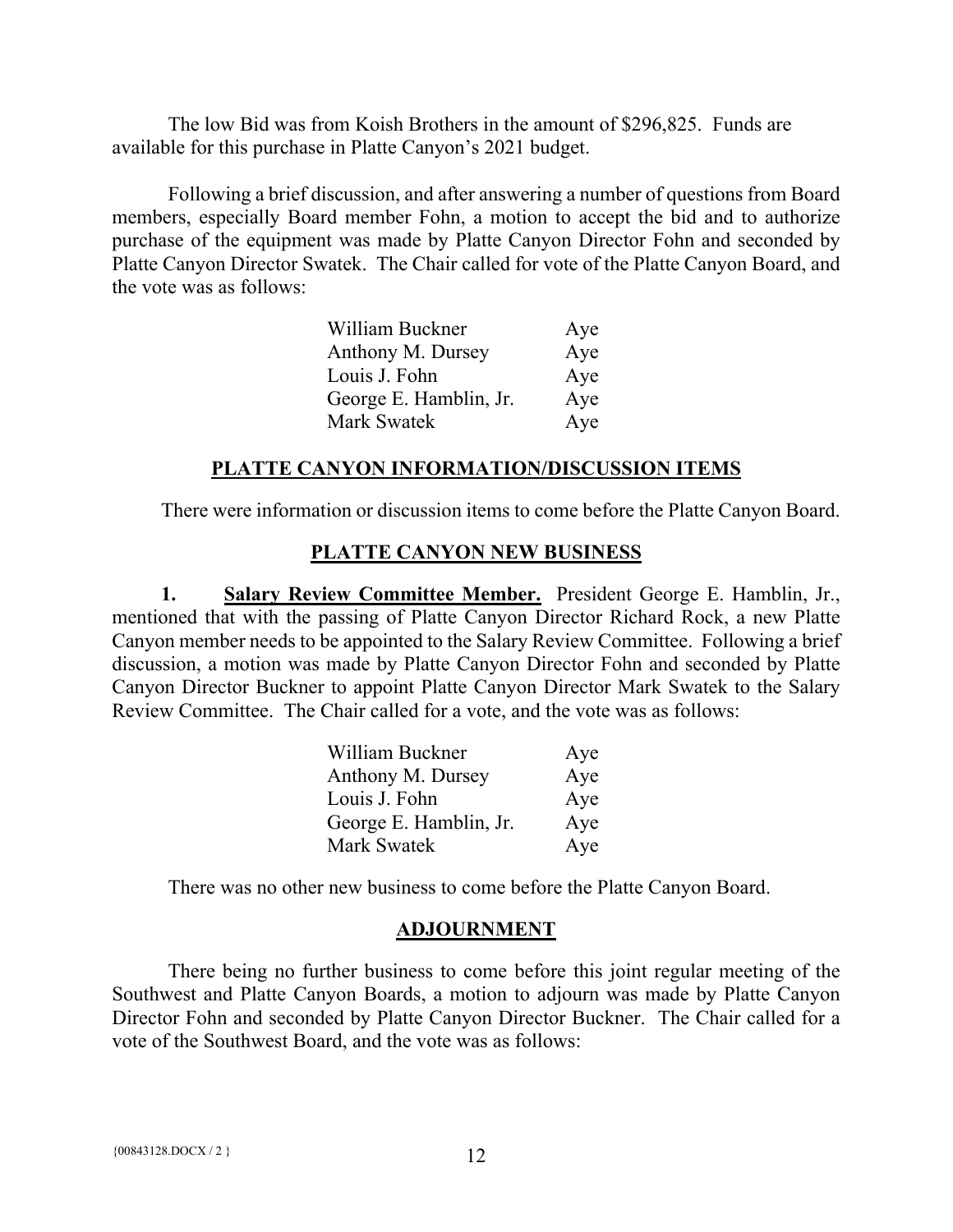The low Bid was from Koish Brothers in the amount of $296,825. Funds are available for this purchase in Platte Canyon's 2021 budget.

Following a brief discussion, and after answering a number of questions from Board members, especially Board member Fohn, a motion to accept the bid and to authorize purchase of the equipment was made by Platte Canyon Director Fohn and seconded by Platte Canyon Director Swatek. The Chair called for vote of the Platte Canyon Board, and the vote was as follows:

| | |
|---|---|
| William Buckner | Aye |
| Anthony M. Dursey | Aye |
| Louis J. Fohn | Aye |
| George E. Hamblin, Jr. | Aye |
| Mark Swatek | Aye |

## PLATTE CANYON INFORMATION/DISCUSSION ITEMS

There were information or discussion items to come before the Platte Canyon Board.

## PLATTE CANYON NEW BUSINESS

**1. Salary Review Committee Member.** President George E. Hamblin, Jr., mentioned that with the passing of Platte Canyon Director Richard Rock, a new Platte Canyon member needs to be appointed to the Salary Review Committee. Following a brief discussion, a motion was made by Platte Canyon Director Fohn and seconded by Platte Canyon Director Buckner to appoint Platte Canyon Director Mark Swatek to the Salary Review Committee. The Chair called for a vote, and the vote was as follows:

| | |
|---|---|
| William Buckner | Aye |
| Anthony M. Dursey | Aye |
| Louis J. Fohn | Aye |
| George E. Hamblin, Jr. | Aye |
| Mark Swatek | Aye |

There was no other new business to come before the Platte Canyon Board.

## ADJOURNMENT

There being no further business to come before this joint regular meeting of the Southwest and Platte Canyon Boards, a motion to adjourn was made by Platte Canyon Director Fohn and seconded by Platte Canyon Director Buckner. The Chair called for a vote of the Southwest Board, and the vote was as follows: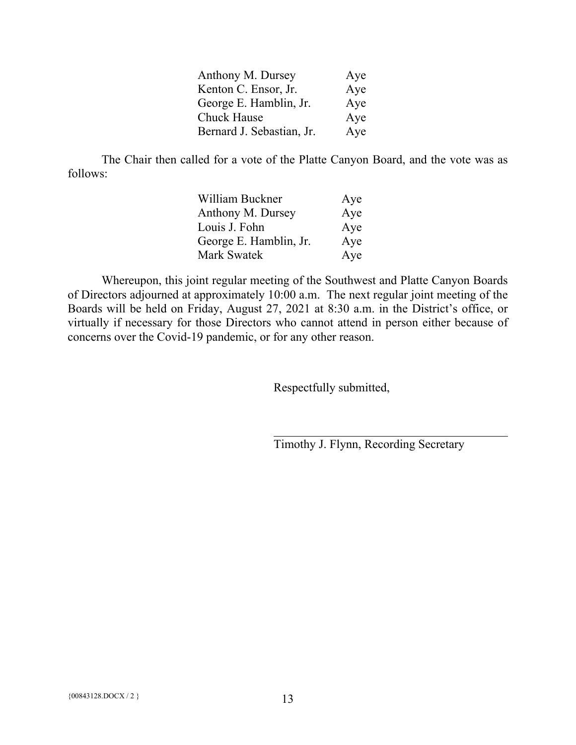| | |
|---|---|
| Anthony M. Dursey | Aye |
| Kenton C. Ensor, Jr. | Aye |
| George E. Hamblin, Jr. | Aye |
| Chuck Hause | Aye |
| Bernard J. Sebastian, Jr. | Aye |

The Chair then called for a vote of the Platte Canyon Board, and the vote was as follows:

| | |
|---|---|
| William Buckner | Aye |
| Anthony M. Dursey | Aye |
| Louis J. Fohn | Aye |
| George E. Hamblin, Jr. | Aye |
| Mark Swatek | Aye |

Whereupon, this joint regular meeting of the Southwest and Platte Canyon Boards of Directors adjourned at approximately 10:00 a.m. The next regular joint meeting of the Boards will be held on Friday, August 27, 2021 at 8:30 a.m. in the District's office, or virtually if necessary for those Directors who cannot attend in person either because of concerns over the Covid-19 pandemic, or for any other reason.

Respectfully submitted,

\_\_\_\_\_\_\_\_\_\_\_\_\_\_\_\_\_\_\_\_\_\_\_\_\_\_\_\_\_\_\_\_\_\_\_\_

Timothy J. Flynn, Recording Secretary

{00843128.DOCX / 2 }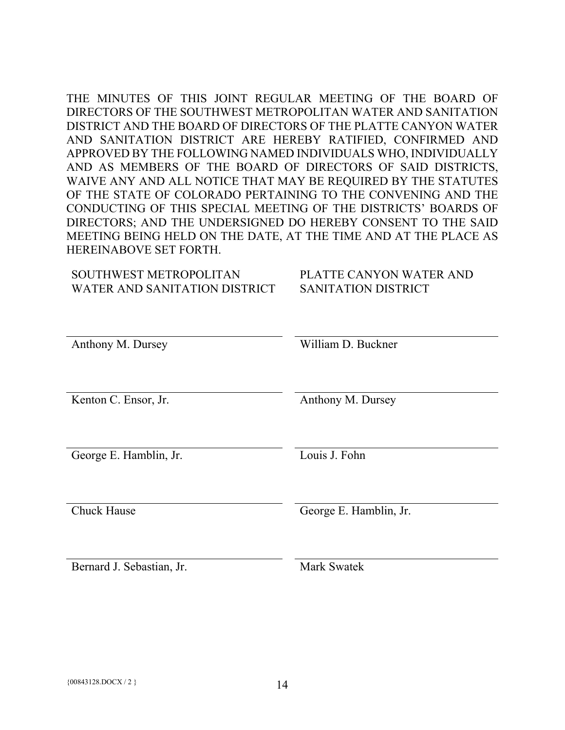THE MINUTES OF THIS JOINT REGULAR MEETING OF THE BOARD OF DIRECTORS OF THE SOUTHWEST METROPOLITAN WATER AND SANITATION DISTRICT AND THE BOARD OF DIRECTORS OF THE PLATTE CANYON WATER AND SANITATION DISTRICT ARE HEREBY RATIFIED, CONFIRMED AND APPROVED BY THE FOLLOWING NAMED INDIVIDUALS WHO, INDIVIDUALLY AND AS MEMBERS OF THE BOARD OF DIRECTORS OF SAID DISTRICTS, WAIVE ANY AND ALL NOTICE THAT MAY BE REQUIRED BY THE STATUTES OF THE STATE OF COLORADO PERTAINING TO THE CONVENING AND THE CONDUCTING OF THIS SPECIAL MEETING OF THE DISTRICTS' BOARDS OF DIRECTORS; AND THE UNDERSIGNED DO HEREBY CONSENT TO THE SAID MEETING BEING HELD ON THE DATE, AT THE TIME AND AT THE PLACE AS HEREINABOVE SET FORTH.

| SOUTHWEST METROPOLITAN WATER AND SANITATION DISTRICT | PLATTE CANYON WATER AND SANITATION DISTRICT |
| --- | --- |
| \_\_\_\_\_\_\_\_\_\_\_\_\_\_\_\_\_\_\_\_\_\_\_\_\_\_\_\_ Anthony M. Dursey | \_\_\_\_\_\_\_\_\_\_\_\_\_\_\_\_\_\_\_\_\_\_\_\_\_\_\_\_ William D. Buckner |
| \_\_\_\_\_\_\_\_\_\_\_\_\_\_\_\_\_\_\_\_\_\_\_\_\_\_\_\_ Kenton C. Ensor, Jr. | \_\_\_\_\_\_\_\_\_\_\_\_\_\_\_\_\_\_\_\_\_\_\_\_\_\_\_\_ Anthony M. Dursey |
| \_\_\_\_\_\_\_\_\_\_\_\_\_\_\_\_\_\_\_\_\_\_\_\_\_\_\_\_ George E. Hamblin, Jr. | \_\_\_\_\_\_\_\_\_\_\_\_\_\_\_\_\_\_\_\_\_\_\_\_\_\_\_\_ Louis J. Fohn |
| \_\_\_\_\_\_\_\_\_\_\_\_\_\_\_\_\_\_\_\_\_\_\_\_\_\_\_\_ Chuck Hause | \_\_\_\_\_\_\_\_\_\_\_\_\_\_\_\_\_\_\_\_\_\_\_\_\_\_\_\_ George E. Hamblin, Jr. |
| \_\_\_\_\_\_\_\_\_\_\_\_\_\_\_\_\_\_\_\_\_\_\_\_\_\_\_\_ Bernard J. Sebastian, Jr. | \_\_\_\_\_\_\_\_\_\_\_\_\_\_\_\_\_\_\_\_\_\_\_\_\_\_\_\_ Mark Swatek |

{00843128.DOCX / 2 }